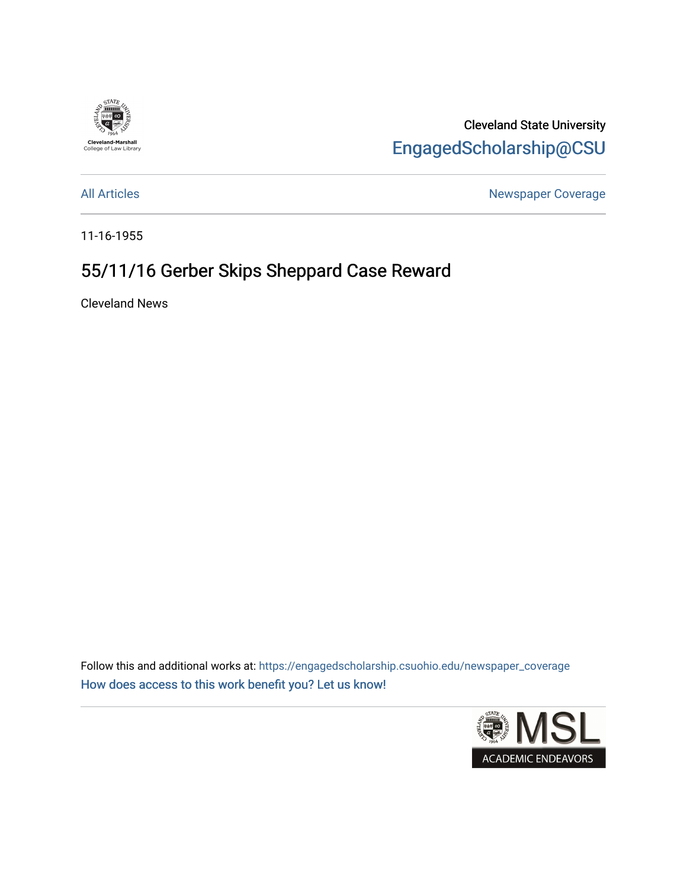Cleveland State University

EngagedScholarship@CSU

All Articles | Newspaper Coverage

11-16-1955

# 55/11/16 Gerber Skips Sheppard Case Reward

Cleveland News

Follow this and additional works at: https://engagedscholarship.csuohio.edu/newspaper_coverage

How does access to this work benefit you? Let us know!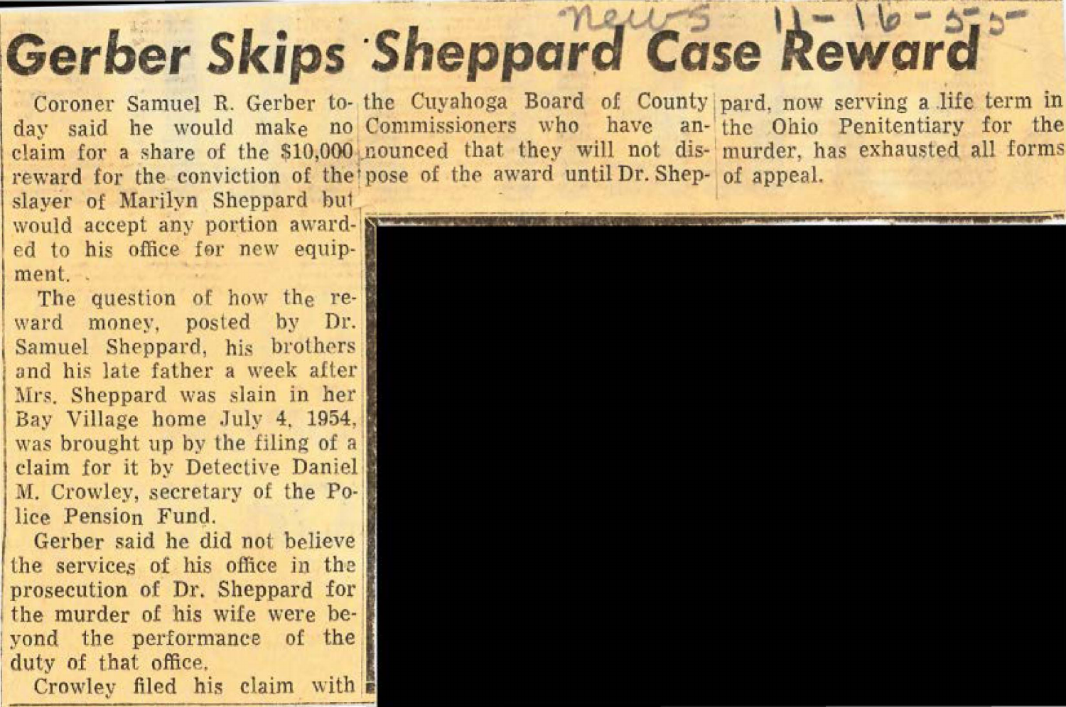News 11-16-55

# Gerber Skips Sheppard Case Reward

Coroner Samuel R. Gerber today said he would make no claim for a share of the $10,000 reward for the conviction of the slayer of Marilyn Sheppard but would accept any portion awarded to his office for new equipment.

The question of how the reward money, posted by Dr. Samuel Sheppard, his brothers and his late father a week after Mrs. Sheppard was slain in her Bay Village home July 4, 1954, was brought up by the filing of a claim for it by Detective Daniel M. Crowley, secretary of the Police Pension Fund.

Gerber said he did not believe the services of his office in the prosecution of Dr. Sheppard for the murder of his wife were beyond the performance of the duty of that office.

Crowley filed his claim with the Cuyahoga Board of County Commissioners who have announced that they will not dispose of the award until Dr. Sheppard, now serving a life term in the Ohio Penitentiary for the murder, has exhausted all forms of appeal.